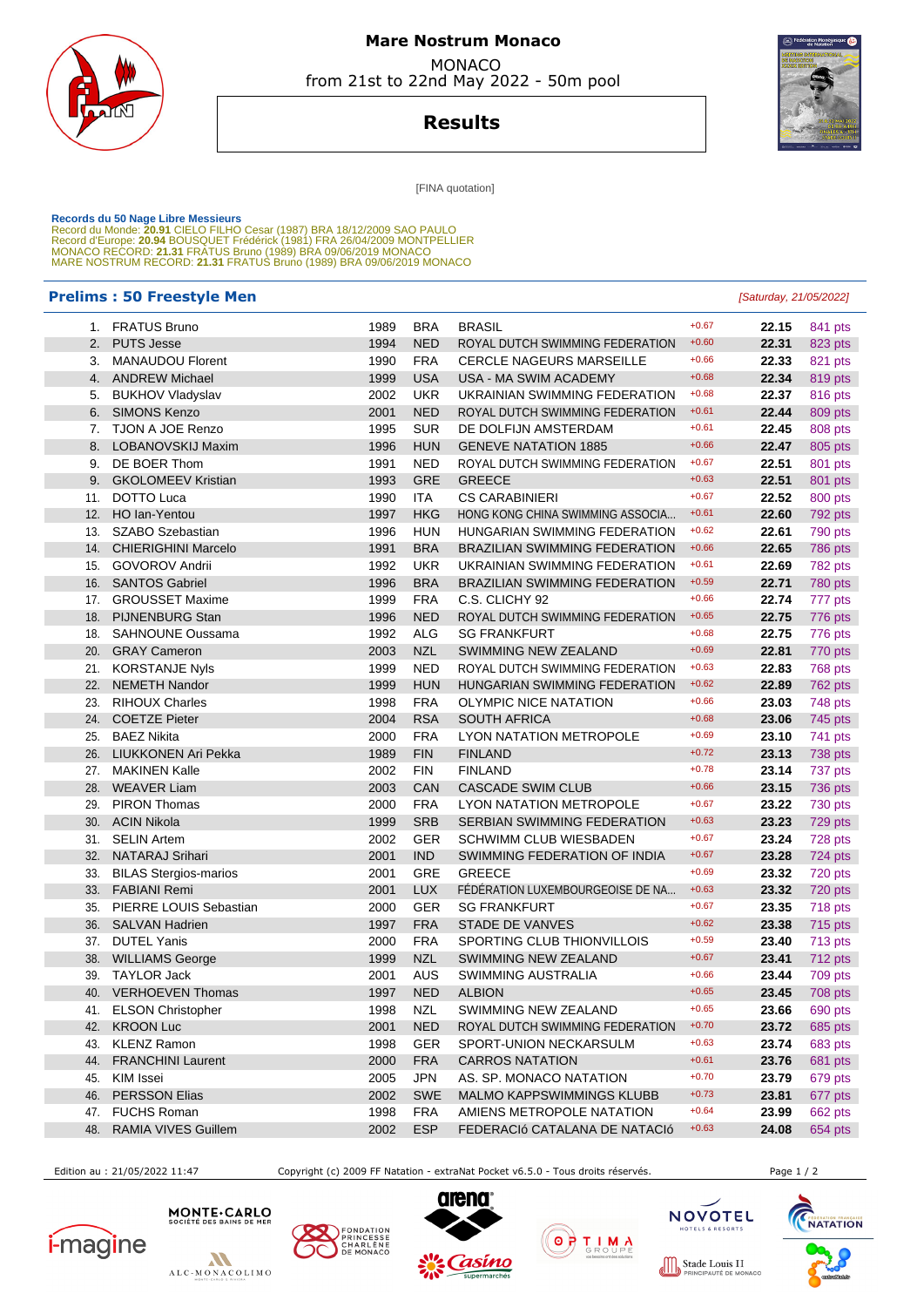# Mare Nostrum Monaco

MONACO
from 21st to 22nd May 2022 - 50m pool

## Results

[FINA quotation]

**Records du 50 Nage Libre Messieurs**
Record du Monde: **20.91** CIELO FILHO Cesar (1987) BRA 18/12/2009 SAO PAULO
Record d'Europe: **20.94** BOUSQUET Frédérick (1981) FRA 26/04/2009 MONTPELLIER
MONACO RECORD: **21.31** FRATUS Bruno (1989) BRA 09/06/2019 MONACO
MARE NOSTRUM RECORD: **21.31** FRATUS Bruno (1989) BRA 09/06/2019 MONACO

### Prelims : 50 Freestyle Men

*[Saturday, 21/05/2022]*

| Rank | Name | Year | Nat | Club | RT | Time | Points |
|---|---|---|---|---|---|---|---|
| 1. | FRATUS Bruno | 1989 | BRA | BRASIL | +0.67 | **22.15** | 841 pts |
| 2. | PUTS Jesse | 1994 | NED | ROYAL DUTCH SWIMMING FEDERATION | +0.60 | **22.31** | 823 pts |
| 3. | MANAUDOU Florent | 1990 | FRA | CERCLE NAGEURS MARSEILLE | +0.66 | **22.33** | 821 pts |
| 4. | ANDREW Michael | 1999 | USA | USA - MA SWIM ACADEMY | +0.68 | **22.34** | 819 pts |
| 5. | BUKHOV Vladyslav | 2002 | UKR | UKRAINIAN SWIMMING FEDERATION | +0.68 | **22.37** | 816 pts |
| 6. | SIMONS Kenzo | 2001 | NED | ROYAL DUTCH SWIMMING FEDERATION | +0.61 | **22.44** | 809 pts |
| 7. | TJON A JOE Renzo | 1995 | SUR | DE DOLFIJN AMSTERDAM | +0.61 | **22.45** | 808 pts |
| 8. | LOBANOVSKIJ Maxim | 1996 | HUN | GENEVE NATATION 1885 | +0.66 | **22.47** | 805 pts |
| 9. | DE BOER Thom | 1991 | NED | ROYAL DUTCH SWIMMING FEDERATION | +0.67 | **22.51** | 801 pts |
| 9. | GKOLOMEEV Kristian | 1993 | GRE | GREECE | +0.63 | **22.51** | 801 pts |
| 11. | DOTTO Luca | 1990 | ITA | CS CARABINIERI | +0.67 | **22.52** | 800 pts |
| 12. | HO Ian-Yentou | 1997 | HKG | HONG KONG CHINA SWIMMING ASSOCIA... | +0.61 | **22.60** | 792 pts |
| 13. | SZABO Szebastian | 1996 | HUN | HUNGARIAN SWIMMING FEDERATION | +0.62 | **22.61** | 790 pts |
| 14. | CHIERIGHINI Marcelo | 1991 | BRA | BRAZILIAN SWIMMING FEDERATION | +0.66 | **22.65** | 786 pts |
| 15. | GOVOROV Andrii | 1992 | UKR | UKRAINIAN SWIMMING FEDERATION | +0.61 | **22.69** | 782 pts |
| 16. | SANTOS Gabriel | 1996 | BRA | BRAZILIAN SWIMMING FEDERATION | +0.59 | **22.71** | 780 pts |
| 17. | GROUSSET Maxime | 1999 | FRA | C.S. CLICHY 92 | +0.66 | **22.74** | 777 pts |
| 18. | PIJNENBURG Stan | 1996 | NED | ROYAL DUTCH SWIMMING FEDERATION | +0.65 | **22.75** | 776 pts |
| 18. | SAHNOUNE Oussama | 1992 | ALG | SG FRANKFURT | +0.68 | **22.75** | 776 pts |
| 20. | GRAY Cameron | 2003 | NZL | SWIMMING NEW ZEALAND | +0.69 | **22.81** | 770 pts |
| 21. | KORSTANJE Nyls | 1999 | NED | ROYAL DUTCH SWIMMING FEDERATION | +0.63 | **22.83** | 768 pts |
| 22. | NEMETH Nandor | 1999 | HUN | HUNGARIAN SWIMMING FEDERATION | +0.62 | **22.89** | 762 pts |
| 23. | RIHOUX Charles | 1998 | FRA | OLYMPIC NICE NATATION | +0.66 | **23.03** | 748 pts |
| 24. | COETZE Pieter | 2004 | RSA | SOUTH AFRICA | +0.68 | **23.06** | 745 pts |
| 25. | BAEZ Nikita | 2000 | FRA | LYON NATATION METROPOLE | +0.69 | **23.10** | 741 pts |
| 26. | LIUKKONEN Ari Pekka | 1989 | FIN | FINLAND | +0.72 | **23.13** | 738 pts |
| 27. | MAKINEN Kalle | 2002 | FIN | FINLAND | +0.78 | **23.14** | 737 pts |
| 28. | WEAVER Liam | 2003 | CAN | CASCADE SWIM CLUB | +0.66 | **23.15** | 736 pts |
| 29. | PIRON Thomas | 2000 | FRA | LYON NATATION METROPOLE | +0.67 | **23.22** | 730 pts |
| 30. | ACIN Nikola | 1999 | SRB | SERBIAN SWIMMING FEDERATION | +0.63 | **23.23** | 729 pts |
| 31. | SELIN Artem | 2002 | GER | SCHWIMM CLUB WIESBADEN | +0.67 | **23.24** | 728 pts |
| 32. | NATARAJ Srihari | 2001 | IND | SWIMMING FEDERATION OF INDIA | +0.67 | **23.28** | 724 pts |
| 33. | BILAS Stergios-marios | 2001 | GRE | GREECE | +0.69 | **23.32** | 720 pts |
| 33. | FABIANI Remi | 2001 | LUX | FÉDÉRATION LUXEMBOURGEOISE DE NA... | +0.63 | **23.32** | 720 pts |
| 35. | PIERRE LOUIS Sebastian | 2000 | GER | SG FRANKFURT | +0.67 | **23.35** | 718 pts |
| 36. | SALVAN Hadrien | 1997 | FRA | STADE DE VANVES | +0.62 | **23.38** | 715 pts |
| 37. | DUTEL Yanis | 2000 | FRA | SPORTING CLUB THIONVILLOIS | +0.59 | **23.40** | 713 pts |
| 38. | WILLIAMS George | 1999 | NZL | SWIMMING NEW ZEALAND | +0.67 | **23.41** | 712 pts |
| 39. | TAYLOR Jack | 2001 | AUS | SWIMMING AUSTRALIA | +0.66 | **23.44** | 709 pts |
| 40. | VERHOEVEN Thomas | 1997 | NED | ALBION | +0.65 | **23.45** | 708 pts |
| 41. | ELSON Christopher | 1998 | NZL | SWIMMING NEW ZEALAND | +0.65 | **23.66** | 690 pts |
| 42. | KROON Luc | 2001 | NED | ROYAL DUTCH SWIMMING FEDERATION | +0.70 | **23.72** | 685 pts |
| 43. | KLENZ Ramon | 1998 | GER | SPORT-UNION NECKARSULM | +0.63 | **23.74** | 683 pts |
| 44. | FRANCHINI Laurent | 2000 | FRA | CARROS NATATION | +0.61 | **23.76** | 681 pts |
| 45. | KIM Issei | 2005 | JPN | AS. SP. MONACO NATATION | +0.70 | **23.79** | 679 pts |
| 46. | PERSSON Elias | 2002 | SWE | MALMO KAPPSWIMMINGS KLUBB | +0.73 | **23.81** | 677 pts |
| 47. | FUCHS Roman | 1998 | FRA | AMIENS METROPOLE NATATION | +0.64 | **23.99** | 662 pts |
| 48. | RAMIA VIVES Guillem | 2002 | ESP | FEDERACIó CATALANA DE NATACIó | +0.63 | **24.08** | 654 pts |

Edition au : 21/05/2022 11:47 — Copyright (c) 2009 FF Natation - extraNat Pocket v6.5.0 - Tous droits réservés.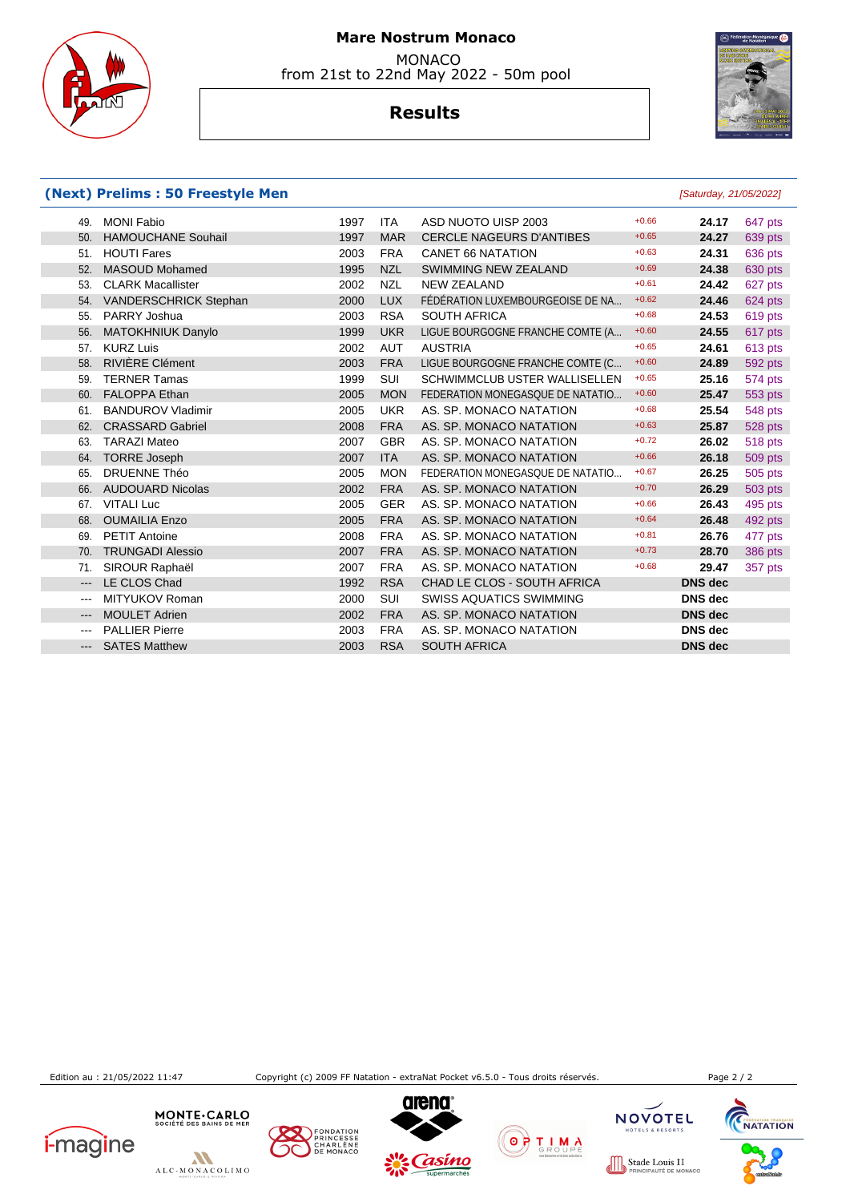**Mare Nostrum Monaco**

MONACO
from 21st to 22nd May 2022 - 50m pool

## Results

### (Next) Prelims : 50 Freestyle Men

*[Saturday, 21/05/2022]*

| | | | | | | | |
|---|---|---|---|---|---|---|---|
| 49. | MONI Fabio | 1997 | ITA | ASD NUOTO UISP 2003 | +0.66 | **24.17** | 647 pts |
| 50. | HAMOUCHANE Souhail | 1997 | MAR | CERCLE NAGEURS D'ANTIBES | +0.65 | **24.27** | 639 pts |
| 51. | HOUTI Fares | 2003 | FRA | CANET 66 NATATION | +0.63 | **24.31** | 636 pts |
| 52. | MASOUD Mohamed | 1995 | NZL | SWIMMING NEW ZEALAND | +0.69 | **24.38** | 630 pts |
| 53. | CLARK Macallister | 2002 | NZL | NEW ZEALAND | +0.61 | **24.42** | 627 pts |
| 54. | VANDERSCHRICK Stephan | 2000 | LUX | FÉDÉRATION LUXEMBOURGEOISE DE NA... | +0.62 | **24.46** | 624 pts |
| 55. | PARRY Joshua | 2003 | RSA | SOUTH AFRICA | +0.68 | **24.53** | 619 pts |
| 56. | MATOKHNIUK Danylo | 1999 | UKR | LIGUE BOURGOGNE FRANCHE COMTE (A... | +0.60 | **24.55** | 617 pts |
| 57. | KURZ Luis | 2002 | AUT | AUSTRIA | +0.65 | **24.61** | 613 pts |
| 58. | RIVIÈRE Clément | 2003 | FRA | LIGUE BOURGOGNE FRANCHE COMTE (C... | +0.60 | **24.89** | 592 pts |
| 59. | TERNER Tamas | 1999 | SUI | SCHWIMMCLUB USTER WALLISELLEN | +0.65 | **25.16** | 574 pts |
| 60. | FALOPPA Ethan | 2005 | MON | FEDERATION MONEGASQUE DE NATATIO... | +0.60 | **25.47** | 553 pts |
| 61. | BANDUROV Vladimir | 2005 | UKR | AS. SP. MONACO NATATION | +0.68 | **25.54** | 548 pts |
| 62. | CRASSARD Gabriel | 2008 | FRA | AS. SP. MONACO NATATION | +0.63 | **25.87** | 528 pts |
| 63. | TARAZI Mateo | 2007 | GBR | AS. SP. MONACO NATATION | +0.72 | **26.02** | 518 pts |
| 64. | TORRE Joseph | 2007 | ITA | AS. SP. MONACO NATATION | +0.66 | **26.18** | 509 pts |
| 65. | DRUENNE Théo | 2005 | MON | FEDERATION MONEGASQUE DE NATATIO... | +0.67 | **26.25** | 505 pts |
| 66. | AUDOUARD Nicolas | 2002 | FRA | AS. SP. MONACO NATATION | +0.70 | **26.29** | 503 pts |
| 67. | VITALI Luc | 2005 | GER | AS. SP. MONACO NATATION | +0.66 | **26.43** | 495 pts |
| 68. | OUMAILIA Enzo | 2005 | FRA | AS. SP. MONACO NATATION | +0.64 | **26.48** | 492 pts |
| 69. | PETIT Antoine | 2008 | FRA | AS. SP. MONACO NATATION | +0.81 | **26.76** | 477 pts |
| 70. | TRUNGADI Alessio | 2007 | FRA | AS. SP. MONACO NATATION | +0.73 | **28.70** | 386 pts |
| 71. | SIROUR Raphaël | 2007 | FRA | AS. SP. MONACO NATATION | +0.68 | **29.47** | 357 pts |
| --- | LE CLOS Chad | 1992 | RSA | CHAD LE CLOS - SOUTH AFRICA | | **DNS dec** | |
| --- | MITYUKOV Roman | 2000 | SUI | SWISS AQUATICS SWIMMING | | **DNS dec** | |
| --- | MOULET Adrien | 2002 | FRA | AS. SP. MONACO NATATION | | **DNS dec** | |
| --- | PALLIER Pierre | 2003 | FRA | AS. SP. MONACO NATATION | | **DNS dec** | |
| --- | SATES Matthew | 2003 | RSA | SOUTH AFRICA | | **DNS dec** | |

Edition au : 21/05/2022 11:47 Copyright (c) 2009 FF Natation - extraNat Pocket v6.5.0 - Tous droits réservés.